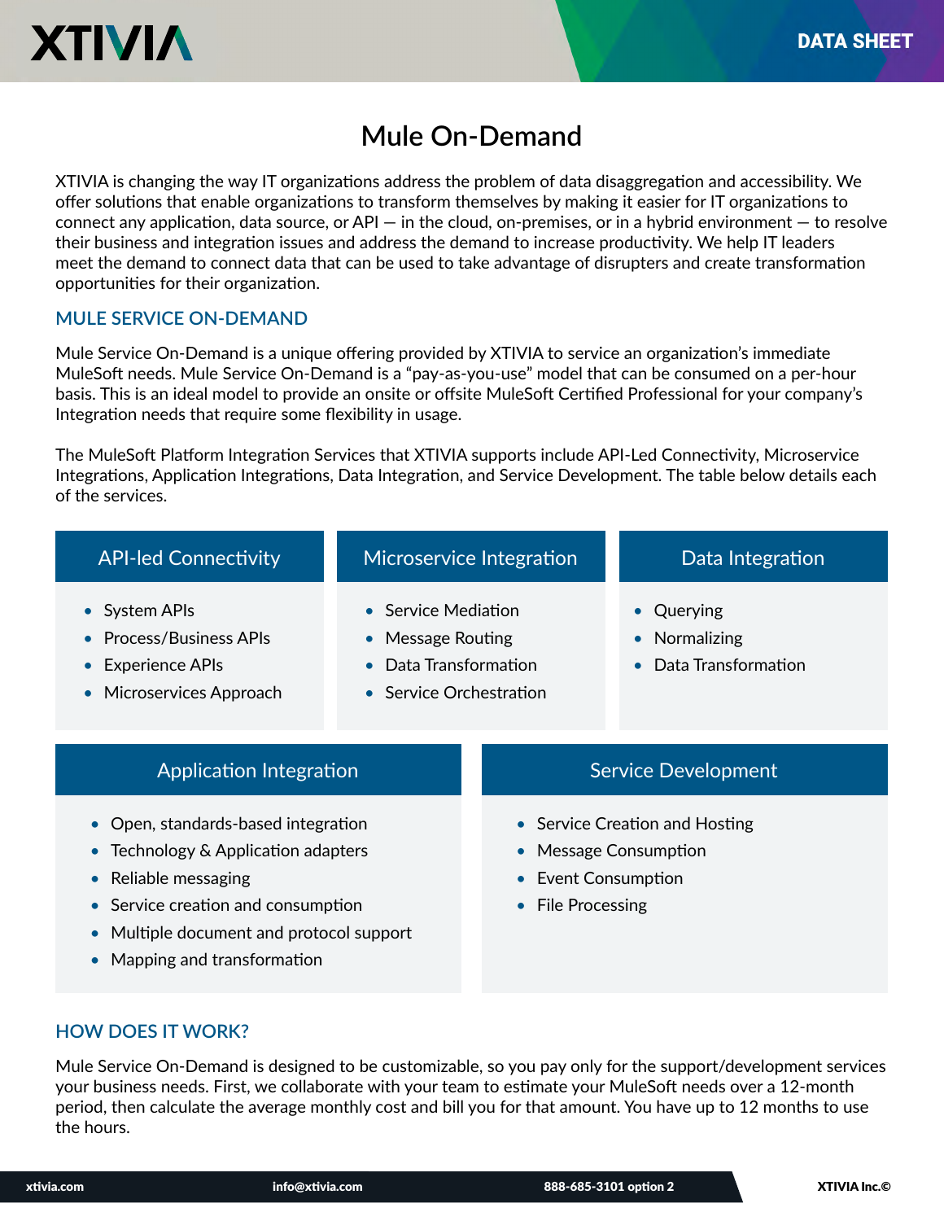# Mule On-Demand

XTIVIA is changing the way IT organizations address the problem of data disaggregation and accessibility. We offer solutions that enable organizations to transform themselves by making it easier for IT organizations to connect any application, data source, or API — in the cloud, on-premises, or in a hybrid environment — to resolve their business and integration issues and address the demand to increase productivity. We help IT leaders meet the demand to connect data that can be used to take advantage of disrupters and create transformation opportunities for their organization.

## MULE SERVICE ON-DEMAND

Mule Service On-Demand is a unique offering provided by XTIVIA to service an organization's immediate MuleSoft needs. Mule Service On-Demand is a "pay-as-you-use" model that can be consumed on a per-hour basis. This is an ideal model to provide an onsite or offsite MuleSoft Certified Professional for your company's Integration needs that require some flexibility in usage.

The MuleSoft Platform Integration Services that XTIVIA supports include API-Led Connectivity, Microservice Integrations, Application Integrations, Data Integration, and Service Development. The table below details each of the services.

### API-led Connectivity

- System APIs
- Process/Business APIs
- Experience APIs
- Microservices Approach

### Microservice Integration

- Service Mediation
- Message Routing
- Data Transformation
- Service Orchestration

### Data Integration

- Querying
- Normalizing
- Data Transformation

### Application Integration

- Open, standards-based integration
- Technology & Application adapters
- Reliable messaging
- Service creation and consumption
- Multiple document and protocol support
- Mapping and transformation

### Service Development

- Service Creation and Hosting
- Message Consumption
- Event Consumption
- File Processing

## HOW DOES IT WORK?

Mule Service On-Demand is designed to be customizable, so you pay only for the support/development services your business needs. First, we collaborate with your team to estimate your MuleSoft needs over a 12-month period, then calculate the average monthly cost and bill you for that amount. You have up to 12 months to use the hours.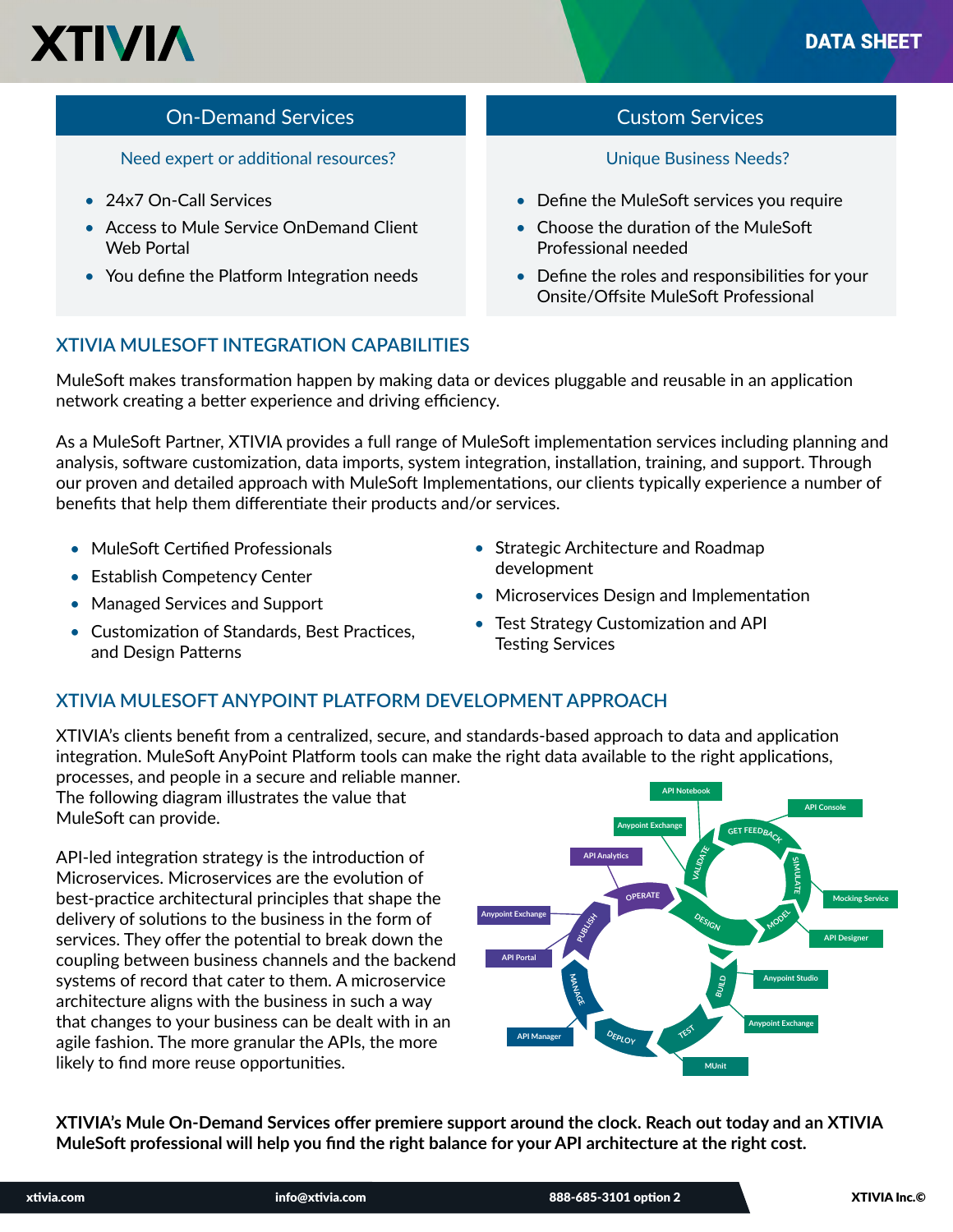## On-Demand Services

Need expert or additional resources?

- 24x7 On-Call Services
- Access to Mule Service OnDemand Client Web Portal
- You define the Platform Integration needs

## Custom Services

Unique Business Needs?

- Define the MuleSoft services you require
- Choose the duration of the MuleSoft Professional needed
- Define the roles and responsibilities for your Onsite/Offsite MuleSoft Professional

## XTIVIA MULESOFT INTEGRATION CAPABILITIES

MuleSoft makes transformation happen by making data or devices pluggable and reusable in an application network creating a better experience and driving efficiency.

As a MuleSoft Partner, XTIVIA provides a full range of MuleSoft implementation services including planning and analysis, software customization, data imports, system integration, installation, training, and support. Through our proven and detailed approach with MuleSoft Implementations, our clients typically experience a number of benefits that help them differentiate their products and/or services.

- MuleSoft Certified Professionals
- Establish Competency Center
- Managed Services and Support
- Customization of Standards, Best Practices, and Design Patterns
- Strategic Architecture and Roadmap development
- Microservices Design and Implementation
- Test Strategy Customization and API Testing Services

## XTIVIA MULESOFT ANYPOINT PLATFORM DEVELOPMENT APPROACH

XTIVIA's clients benefit from a centralized, secure, and standards-based approach to data and application integration. MuleSoft AnyPoint Platform tools can make the right data available to the right applications, processes, and people in a secure and reliable manner. The following diagram illustrates the value that MuleSoft can provide.

API-led integration strategy is the introduction of Microservices. Microservices are the evolution of best-practice architectural principles that shape the delivery of solutions to the business in the form of services. They offer the potential to break down the coupling between business channels and the backend systems of record that cater to them. A microservice architecture aligns with the business in such a way that changes to your business can be dealt with in an agile fashion. The more granular the APIs, the more likely to find more reuse opportunities.

API Notebook
API Console
Anypoint Exchange
GET FEEDBACK
VALIDATE
SIMULATE
API Analytics
OPERATE
Mocking Service
DESIGN
MODEL
Anypoint Exchange
PUBLISH
API Designer
API Portal
BUILD
Anypoint Studio
MANAGE
TEST
Anypoint Exchange
DEPLOY
API Manager
MUnit

**XTIVIA's Mule On-Demand Services offer premiere support around the clock. Reach out today and an XTIVIA MuleSoft professional will help you find the right balance for your API architecture at the right cost.**

xtivia.com | info@xtivia.com | 888-685-3101 option 2 | XTIVIA Inc.©